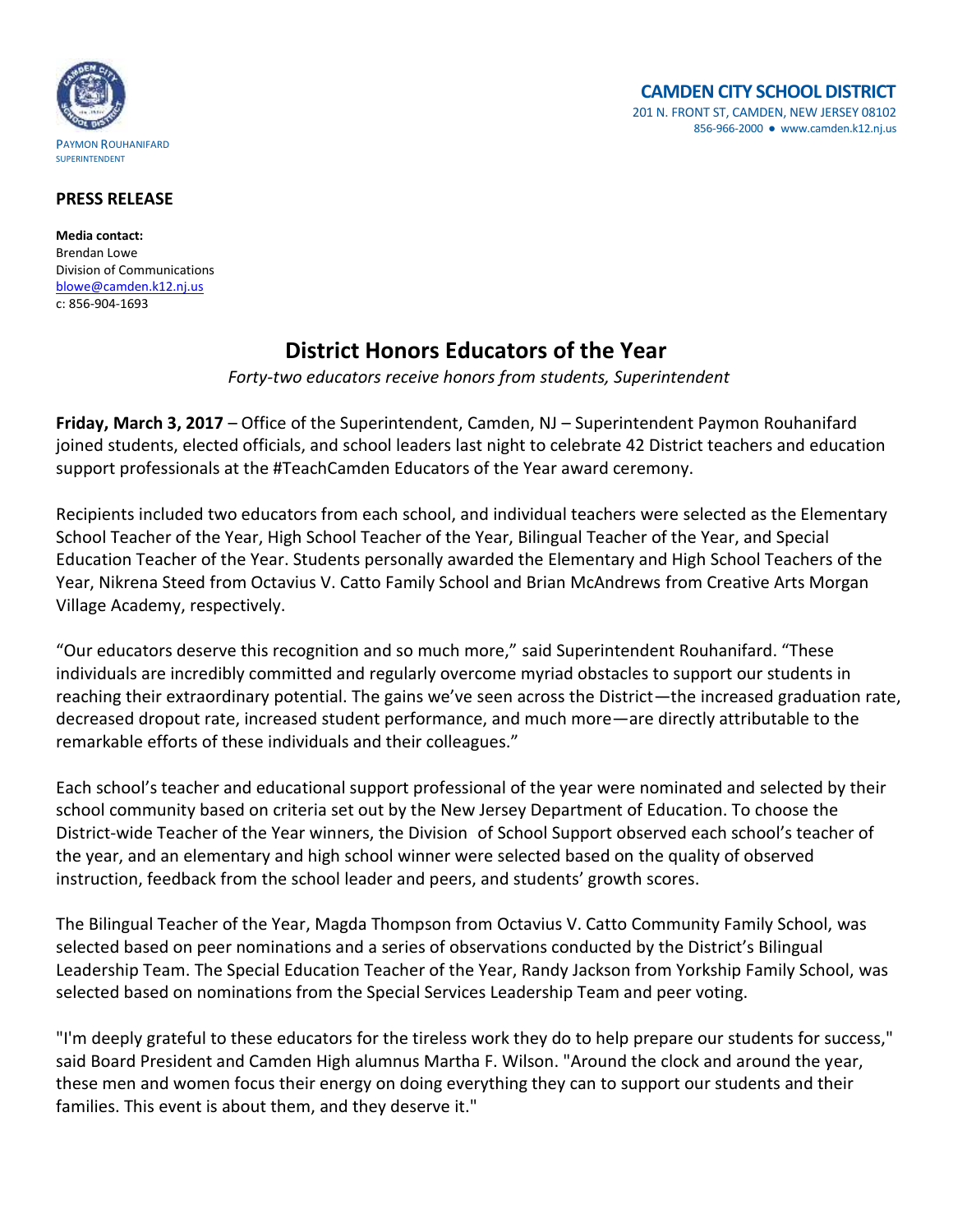PAYMON ROUHANIFARD
SUPERINTENDENT

**CAMDEN CITY SCHOOL DISTRICT**
201 N. FRONT ST, CAMDEN, NEW JERSEY 08102
856-966-2000 ● www.camden.k12.nj.us

**PRESS RELEASE**

**Media contact:**
Brendan Lowe
Division of Communications
blowe@camden.k12.nj.us
c: 856-904-1693

# District Honors Educators of the Year

*Forty-two educators receive honors from students, Superintendent*

**Friday, March 3, 2017** – Office of the Superintendent, Camden, NJ – Superintendent Paymon Rouhanifard joined students, elected officials, and school leaders last night to celebrate 42 District teachers and education support professionals at the #TeachCamden Educators of the Year award ceremony.

Recipients included two educators from each school, and individual teachers were selected as the Elementary School Teacher of the Year, High School Teacher of the Year, Bilingual Teacher of the Year, and Special Education Teacher of the Year. Students personally awarded the Elementary and High School Teachers of the Year, Nikrena Steed from Octavius V. Catto Family School and Brian McAndrews from Creative Arts Morgan Village Academy, respectively.

"Our educators deserve this recognition and so much more," said Superintendent Rouhanifard. "These individuals are incredibly committed and regularly overcome myriad obstacles to support our students in reaching their extraordinary potential. The gains we've seen across the District—the increased graduation rate, decreased dropout rate, increased student performance, and much more—are directly attributable to the remarkable efforts of these individuals and their colleagues."

Each school's teacher and educational support professional of the year were nominated and selected by their school community based on criteria set out by the New Jersey Department of Education. To choose the District-wide Teacher of the Year winners, the Division of School Support observed each school's teacher of the year, and an elementary and high school winner were selected based on the quality of observed instruction, feedback from the school leader and peers, and students' growth scores.

The Bilingual Teacher of the Year, Magda Thompson from Octavius V. Catto Community Family School, was selected based on peer nominations and a series of observations conducted by the District's Bilingual Leadership Team. The Special Education Teacher of the Year, Randy Jackson from Yorkship Family School, was selected based on nominations from the Special Services Leadership Team and peer voting.

"I'm deeply grateful to these educators for the tireless work they do to help prepare our students for success," said Board President and Camden High alumnus Martha F. Wilson. "Around the clock and around the year, these men and women focus their energy on doing everything they can to support our students and their families. This event is about them, and they deserve it."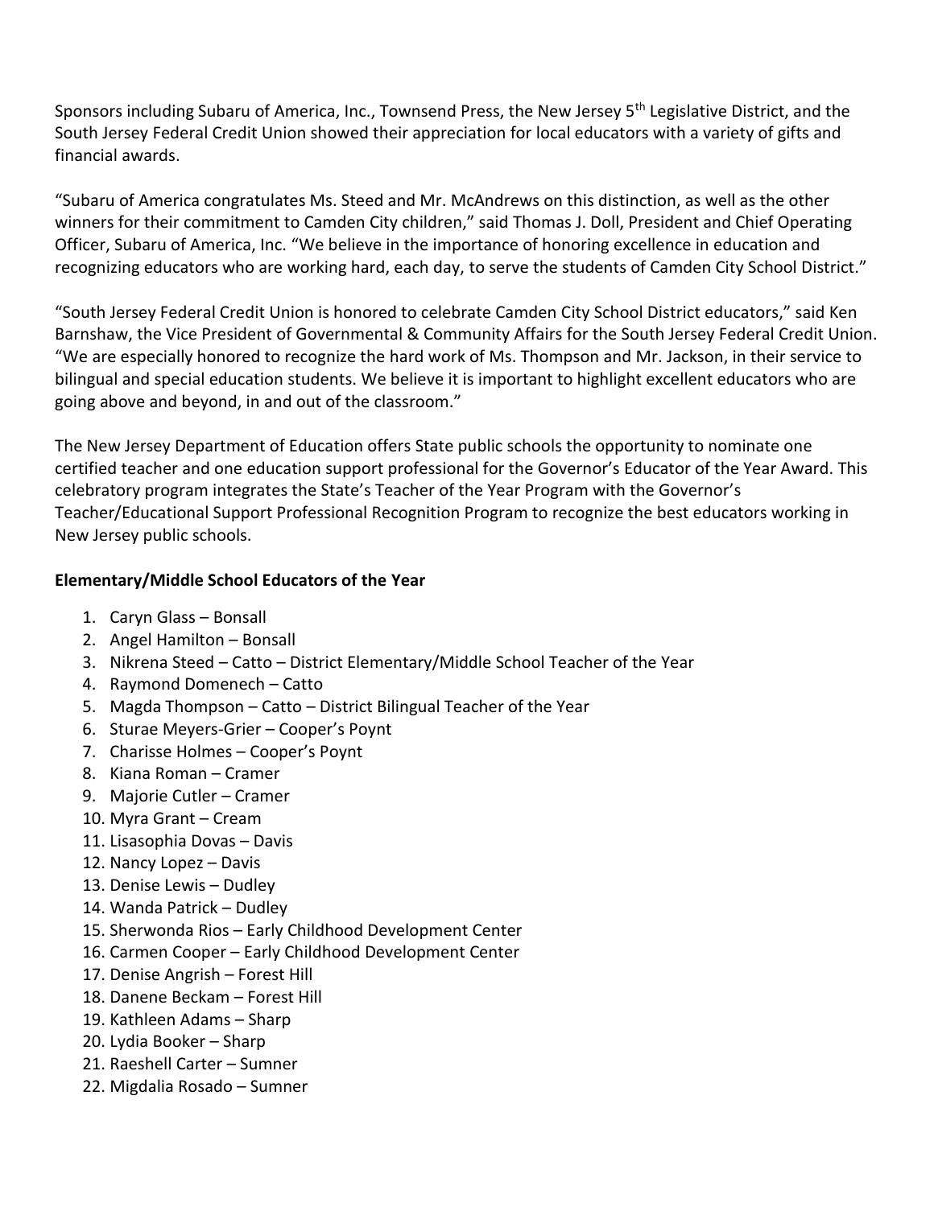Sponsors including Subaru of America, Inc., Townsend Press, the New Jersey 5th Legislative District, and the South Jersey Federal Credit Union showed their appreciation for local educators with a variety of gifts and financial awards.

"Subaru of America congratulates Ms. Steed and Mr. McAndrews on this distinction, as well as the other winners for their commitment to Camden City children," said Thomas J. Doll, President and Chief Operating Officer, Subaru of America, Inc. "We believe in the importance of honoring excellence in education and recognizing educators who are working hard, each day, to serve the students of Camden City School District."

"South Jersey Federal Credit Union is honored to celebrate Camden City School District educators," said Ken Barnshaw, the Vice President of Governmental & Community Affairs for the South Jersey Federal Credit Union. "We are especially honored to recognize the hard work of Ms. Thompson and Mr. Jackson, in their service to bilingual and special education students. We believe it is important to highlight excellent educators who are going above and beyond, in and out of the classroom."

The New Jersey Department of Education offers State public schools the opportunity to nominate one certified teacher and one education support professional for the Governor's Educator of the Year Award. This celebratory program integrates the State's Teacher of the Year Program with the Governor's Teacher/Educational Support Professional Recognition Program to recognize the best educators working in New Jersey public schools.

**Elementary/Middle School Educators of the Year**

1. Caryn Glass – Bonsall
2. Angel Hamilton – Bonsall
3. Nikrena Steed – Catto – District Elementary/Middle School Teacher of the Year
4. Raymond Domenech – Catto
5. Magda Thompson – Catto – District Bilingual Teacher of the Year
6. Sturae Meyers-Grier – Cooper's Poynt
7. Charisse Holmes – Cooper's Poynt
8. Kiana Roman – Cramer
9. Majorie Cutler – Cramer
10. Myra Grant – Cream
11. Lisasophia Dovas – Davis
12. Nancy Lopez – Davis
13. Denise Lewis – Dudley
14. Wanda Patrick – Dudley
15. Sherwonda Rios – Early Childhood Development Center
16. Carmen Cooper – Early Childhood Development Center
17. Denise Angrish – Forest Hill
18. Danene Beckam – Forest Hill
19. Kathleen Adams – Sharp
20. Lydia Booker – Sharp
21. Raeshell Carter – Sumner
22. Migdalia Rosado – Sumner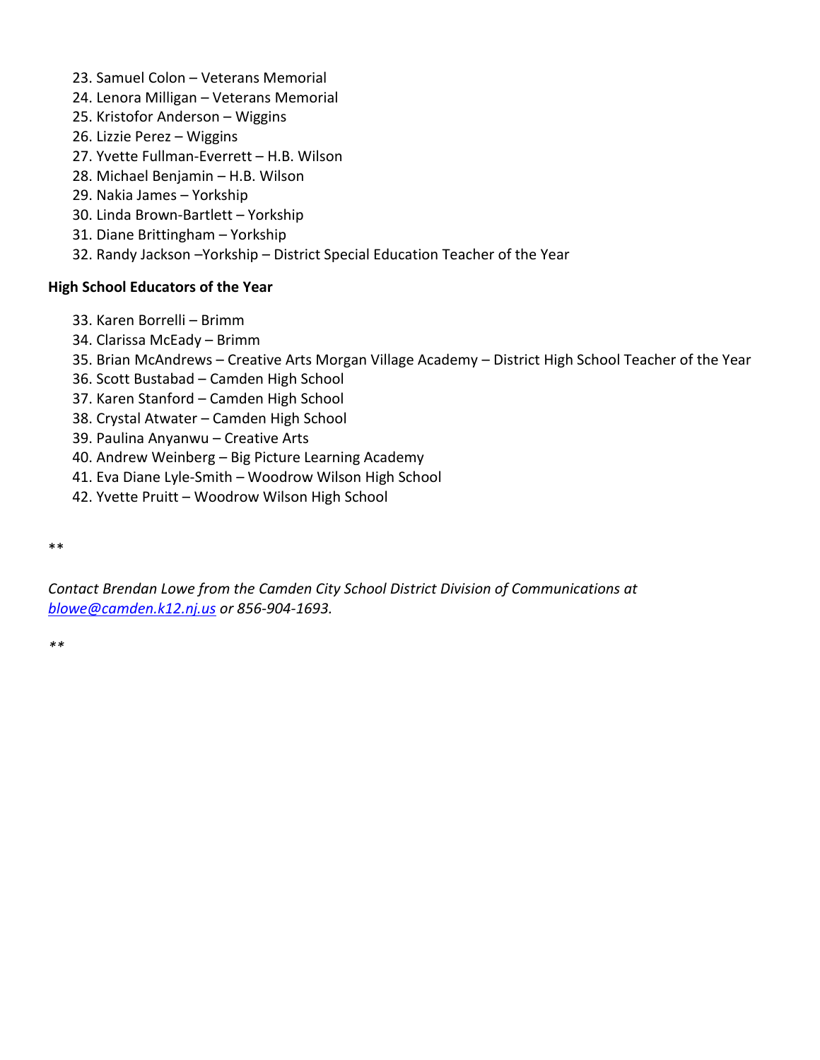23. Samuel Colon – Veterans Memorial
24. Lenora Milligan – Veterans Memorial
25. Kristofor Anderson – Wiggins
26. Lizzie Perez – Wiggins
27. Yvette Fullman-Everrett – H.B. Wilson
28. Michael Benjamin – H.B. Wilson
29. Nakia James – Yorkship
30. Linda Brown-Bartlett – Yorkship
31. Diane Brittingham – Yorkship
32. Randy Jackson –Yorkship – District Special Education Teacher of the Year

**High School Educators of the Year**

33. Karen Borrelli – Brimm
34. Clarissa McEady – Brimm
35. Brian McAndrews – Creative Arts Morgan Village Academy – District High School Teacher of the Year
36. Scott Bustabad – Camden High School
37. Karen Stanford – Camden High School
38. Crystal Atwater – Camden High School
39. Paulina Anyanwu – Creative Arts
40. Andrew Weinberg – Big Picture Learning Academy
41. Eva Diane Lyle-Smith – Woodrow Wilson High School
42. Yvette Pruitt – Woodrow Wilson High School

**

*Contact Brendan Lowe from the Camden City School District Division of Communications at [blowe@camden.k12.nj.us](mailto:blowe@camden.k12.nj.us) or 856-904-1693.*

**